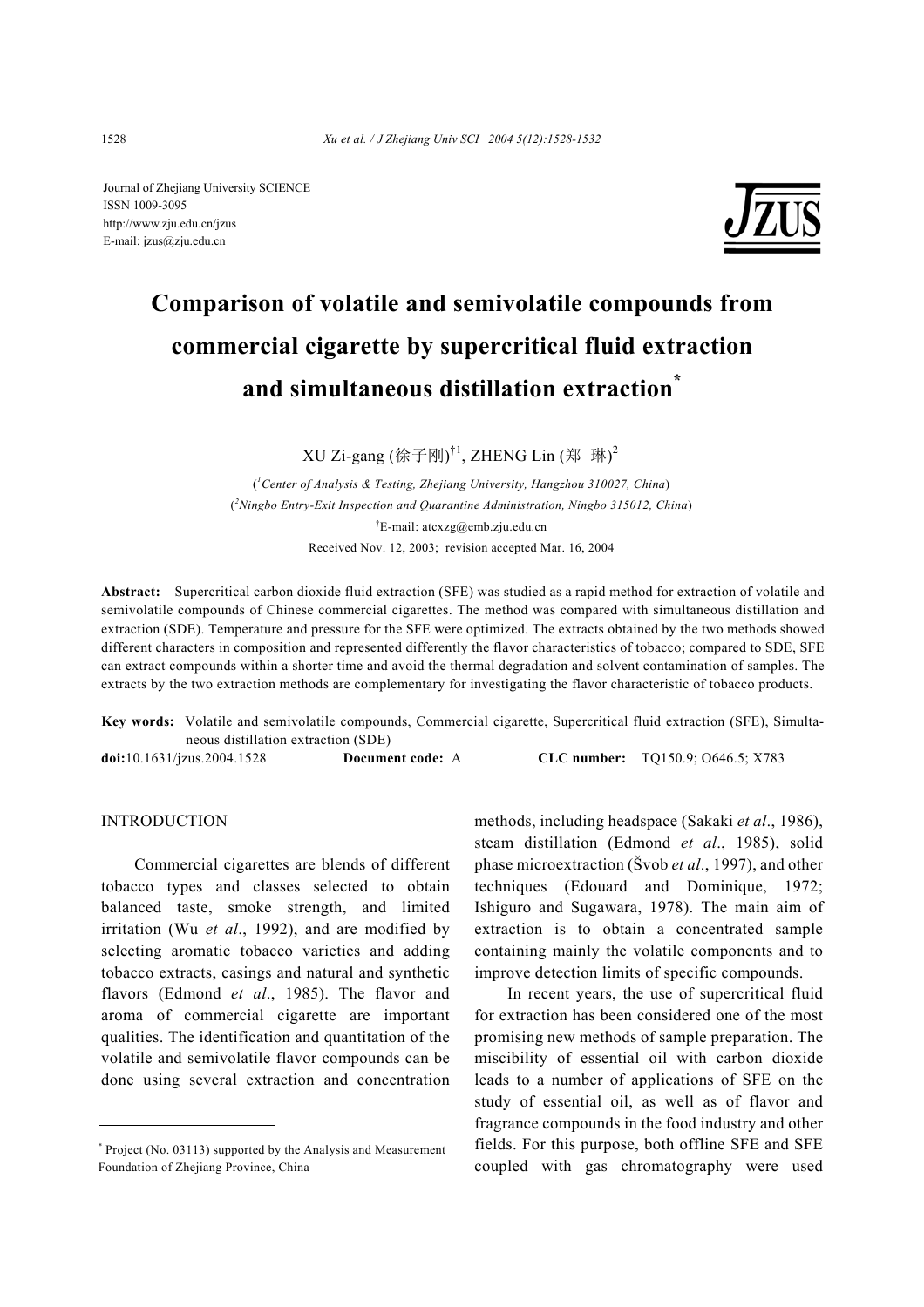Journal of Zhejiang University SCIENCE
ISSN 1009-3095
http://www.zju.edu.cn/jzus
E-mail: jzus@zju.edu.cn

# Comparison of volatile and semivolatile compounds from commercial cigarette by supercritical fluid extraction and simultaneous distillation extraction*

XU Zi-gang (徐子刚)[†1], ZHENG Lin (郑 琳)[2]

([1]Center of Analysis & Testing, Zhejiang University, Hangzhou 310027, China)

([2]Ningbo Entry-Exit Inspection and Quarantine Administration, Ningbo 315012, China)

[†]E-mail: atcxzg@emb.zju.edu.cn

Received Nov. 12, 2003; revision accepted Mar. 16, 2004

**Abstract:** Supercritical carbon dioxide fluid extraction (SFE) was studied as a rapid method for extraction of volatile and semivolatile compounds of Chinese commercial cigarettes. The method was compared with simultaneous distillation and extraction (SDE). Temperature and pressure for the SFE were optimized. The extracts obtained by the two methods showed different characters in composition and represented differently the flavor characteristics of tobacco; compared to SDE, SFE can extract compounds within a shorter time and avoid the thermal degradation and solvent contamination of samples. The extracts by the two extraction methods are complementary for investigating the flavor characteristic of tobacco products.

**Key words:** Volatile and semivolatile compounds, Commercial cigarette, Supercritical fluid extraction (SFE), Simultaneous distillation extraction (SDE)

**doi:**10.1631/jzus.2004.1528 **Document code:** A **CLC number:** TQ150.9; O646.5; X783

## INTRODUCTION

Commercial cigarettes are blends of different tobacco types and classes selected to obtain balanced taste, smoke strength, and limited irritation (Wu *et al*., 1992), and are modified by selecting aromatic tobacco varieties and adding tobacco extracts, casings and natural and synthetic flavors (Edmond *et al*., 1985). The flavor and aroma of commercial cigarette are important qualities. The identification and quantitation of the volatile and semivolatile flavor compounds can be done using several extraction and concentration methods, including headspace (Sakaki *et al*., 1986), steam distillation (Edmond *et al*., 1985), solid phase microextraction (Švob *et al*., 1997), and other techniques (Edouard and Dominique, 1972; Ishiguro and Sugawara, 1978). The main aim of extraction is to obtain a concentrated sample containing mainly the volatile components and to improve detection limits of specific compounds.

In recent years, the use of supercritical fluid for extraction has been considered one of the most promising new methods of sample preparation. The miscibility of essential oil with carbon dioxide leads to a number of applications of SFE on the study of essential oil, as well as of flavor and fragrance compounds in the food industry and other fields. For this purpose, both offline SFE and SFE coupled with gas chromatography were used

* Project (No. 03113) supported by the Analysis and Measurement Foundation of Zhejiang Province, China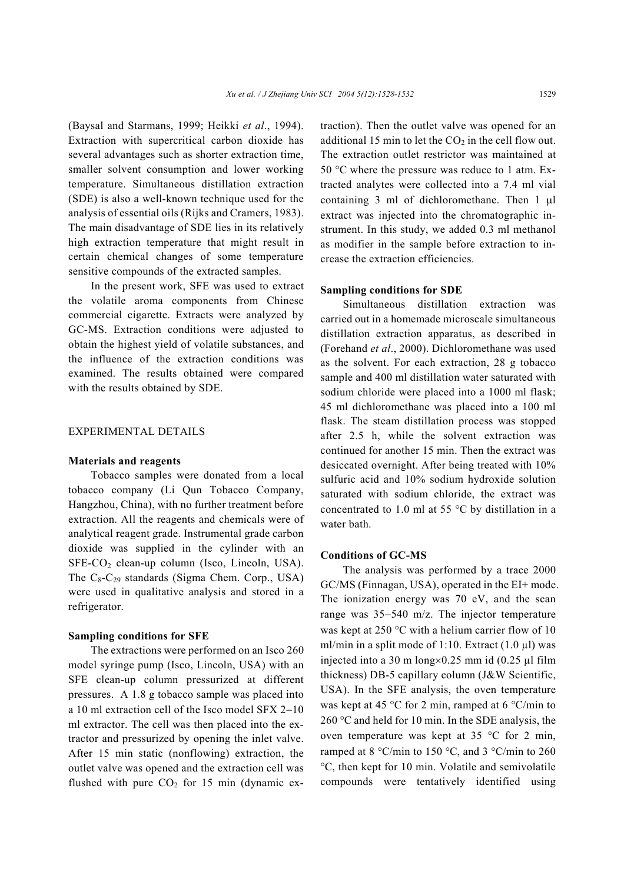(Baysal and Starmans, 1999; Heikki *et al*., 1994). Extraction with supercritical carbon dioxide has several advantages such as shorter extraction time, smaller solvent consumption and lower working temperature. Simultaneous distillation extraction (SDE) is also a well-known technique used for the analysis of essential oils (Rijks and Cramers, 1983). The main disadvantage of SDE lies in its relatively high extraction temperature that might result in certain chemical changes of some temperature sensitive compounds of the extracted samples.

In the present work, SFE was used to extract the volatile aroma components from Chinese commercial cigarette. Extracts were analyzed by GC-MS. Extraction conditions were adjusted to obtain the highest yield of volatile substances, and the influence of the extraction conditions was examined. The results obtained were compared with the results obtained by SDE.

## EXPERIMENTAL DETAILS

### Materials and reagents

Tobacco samples were donated from a local tobacco company (Li Qun Tobacco Company, Hangzhou, China), with no further treatment before extraction. All the reagents and chemicals were of analytical reagent grade. Instrumental grade carbon dioxide was supplied in the cylinder with an SFE-$CO_2$ clean-up column (Isco, Lincoln, USA). The $C_8$-$C_{29}$ standards (Sigma Chem. Corp., USA) were used in qualitative analysis and stored in a refrigerator.

### Sampling conditions for SFE

The extractions were performed on an Isco 260 model syringe pump (Isco, Lincoln, USA) with an SFE clean-up column pressurized at different pressures. A 1.8 g tobacco sample was placed into a 10 ml extraction cell of the Isco model SFX 2−10 ml extractor. The cell was then placed into the extractor and pressurized by opening the inlet valve. After 15 min static (nonflowing) extraction, the outlet valve was opened and the extraction cell was flushed with pure $CO_2$ for 15 min (dynamic extraction). Then the outlet valve was opened for an additional 15 min to let the $CO_2$ in the cell flow out. The extraction outlet restrictor was maintained at 50 °C where the pressure was reduce to 1 atm. Extracted analytes were collected into a 7.4 ml vial containing 3 ml of dichloromethane. Then 1 μl extract was injected into the chromatographic instrument. In this study, we added 0.3 ml methanol as modifier in the sample before extraction to increase the extraction efficiencies.

### Sampling conditions for SDE

Simultaneous distillation extraction was carried out in a homemade microscale simultaneous distillation extraction apparatus, as described in (Forehand *et al*., 2000). Dichloromethane was used as the solvent. For each extraction, 28 g tobacco sample and 400 ml distillation water saturated with sodium chloride were placed into a 1000 ml flask; 45 ml dichloromethane was placed into a 100 ml flask. The steam distillation process was stopped after 2.5 h, while the solvent extraction was continued for another 15 min. Then the extract was desiccated overnight. After being treated with 10% sulfuric acid and 10% sodium hydroxide solution saturated with sodium chloride, the extract was concentrated to 1.0 ml at 55 °C by distillation in a water bath.

### Conditions of GC-MS

The analysis was performed by a trace 2000 GC/MS (Finnagan, USA), operated in the EI+ mode. The ionization energy was 70 eV, and the scan range was 35−540 m/z. The injector temperature was kept at 250 °C with a helium carrier flow of 10 ml/min in a split mode of 1:10. Extract (1.0 μl) was injected into a 30 m long×0.25 mm id (0.25 μl film thickness) DB-5 capillary column (J&W Scientific, USA). In the SFE analysis, the oven temperature was kept at 45 °C for 2 min, ramped at 6 °C/min to 260 °C and held for 10 min. In the SDE analysis, the oven temperature was kept at 35 °C for 2 min, ramped at 8 °C/min to 150 °C, and 3 °C/min to 260 °C, then kept for 10 min. Volatile and semivolatile compounds were tentatively identified using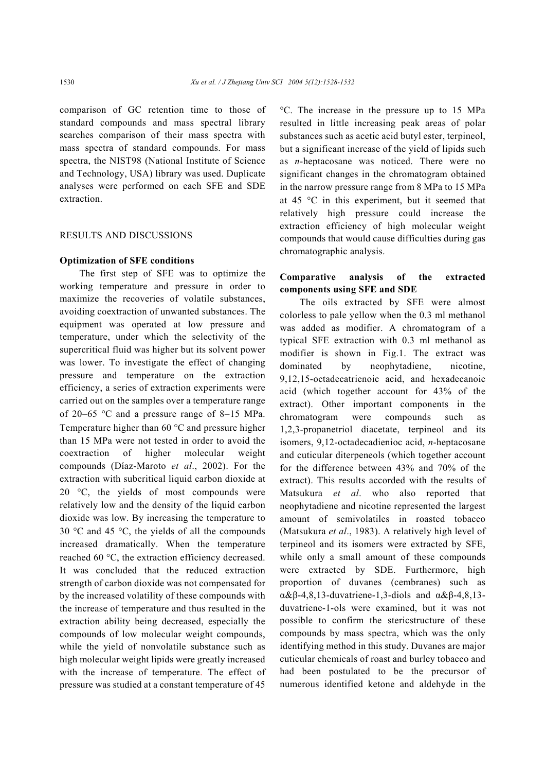comparison of GC retention time to those of standard compounds and mass spectral library searches comparison of their mass spectra with mass spectra of standard compounds. For mass spectra, the NIST98 (National Institute of Science and Technology, USA) library was used. Duplicate analyses were performed on each SFE and SDE extraction.

## RESULTS AND DISCUSSIONS

### Optimization of SFE conditions

The first step of SFE was to optimize the working temperature and pressure in order to maximize the recoveries of volatile substances, avoiding coextraction of unwanted substances. The equipment was operated at low pressure and temperature, under which the selectivity of the supercritical fluid was higher but its solvent power was lower. To investigate the effect of changing pressure and temperature on the extraction efficiency, a series of extraction experiments were carried out on the samples over a temperature range of 20−65 °C and a pressure range of 8−15 MPa. Temperature higher than 60 °C and pressure higher than 15 MPa were not tested in order to avoid the coextraction of higher molecular weight compounds (Díaz-Maroto *et al*., 2002). For the extraction with subcritical liquid carbon dioxide at 20 °C, the yields of most compounds were relatively low and the density of the liquid carbon dioxide was low. By increasing the temperature to 30 °C and 45 °C, the yields of all the compounds increased dramatically. When the temperature reached 60 °C, the extraction efficiency decreased. It was concluded that the reduced extraction strength of carbon dioxide was not compensated for by the increased volatility of these compounds with the increase of temperature and thus resulted in the extraction ability being decreased, especially the compounds of low molecular weight compounds, while the yield of nonvolatile substance such as high molecular weight lipids were greatly increased with the increase of temperature. The effect of pressure was studied at a constant temperature of 45 °C. The increase in the pressure up to 15 MPa resulted in little increasing peak areas of polar substances such as acetic acid butyl ester, terpineol, but a significant increase of the yield of lipids such as *n*-heptacosane was noticed. There were no significant changes in the chromatogram obtained in the narrow pressure range from 8 MPa to 15 MPa at 45 °C in this experiment, but it seemed that relatively high pressure could increase the extraction efficiency of high molecular weight compounds that would cause difficulties during gas chromatographic analysis.

### Comparative analysis of the extracted components using SFE and SDE

The oils extracted by SFE were almost colorless to pale yellow when the 0.3 ml methanol was added as modifier. A chromatogram of a typical SFE extraction with 0.3 ml methanol as modifier is shown in Fig.1. The extract was dominated by neophytadiene, nicotine, 9,12,15-octadecatrienoic acid, and hexadecanoic acid (which together account for 43% of the extract). Other important components in the chromatogram were compounds such as 1,2,3-propanetriol diacetate, terpineol and its isomers, 9,12-octadecadienioc acid, *n*-heptacosane and cuticular diterpeneols (which together account for the difference between 43% and 70% of the extract). This results accorded with the results of Matsukura *et al*. who also reported that neophytadiene and nicotine represented the largest amount of semivolatiles in roasted tobacco (Matsukura *et al*., 1983). A relatively high level of terpineol and its isomers were extracted by SFE, while only a small amount of these compounds were extracted by SDE. Furthermore, high proportion of duvanes (cembranes) such as α&β-4,8,13-duvatriene-1,3-diols and α&β-4,8,13-duvatriene-1-ols were examined, but it was not possible to confirm the sterícstructure of these compounds by mass spectra, which was the only identifying method in this study. Duvanes are major cuticular chemicals of roast and burley tobacco and had been postulated to be the precursor of numerous identified ketone and aldehyde in the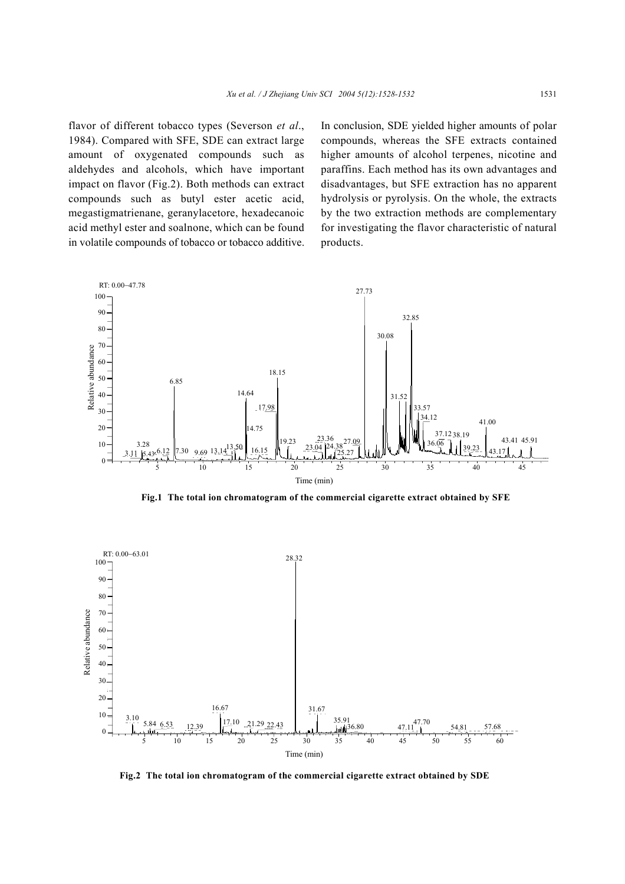flavor of different tobacco types (Severson *et al*., 1984). Compared with SFE, SDE can extract large amount of oxygenated compounds such as aldehydes and alcohols, which have important impact on flavor (Fig.2). Both methods can extract compounds such as butyl ester acetic acid, megastigmatrienane, geranylacetore, hexadecanoic acid methyl ester and soalnone, which can be found in volatile compounds of tobacco or tobacco additive. In conclusion, SDE yielded higher amounts of polar compounds, whereas the SFE extracts contained higher amounts of alcohol terpenes, nicotine and paraffins. Each method has its own advantages and disadvantages, but SFE extraction has no apparent hydrolysis or pyrolysis. On the whole, the extracts by the two extraction methods are complementary for investigating the flavor characteristic of natural products.

**Fig.1 The total ion chromatogram of the commercial cigarette extract obtained by SFE**

**Fig.2 The total ion chromatogram of the commercial cigarette extract obtained by SDE**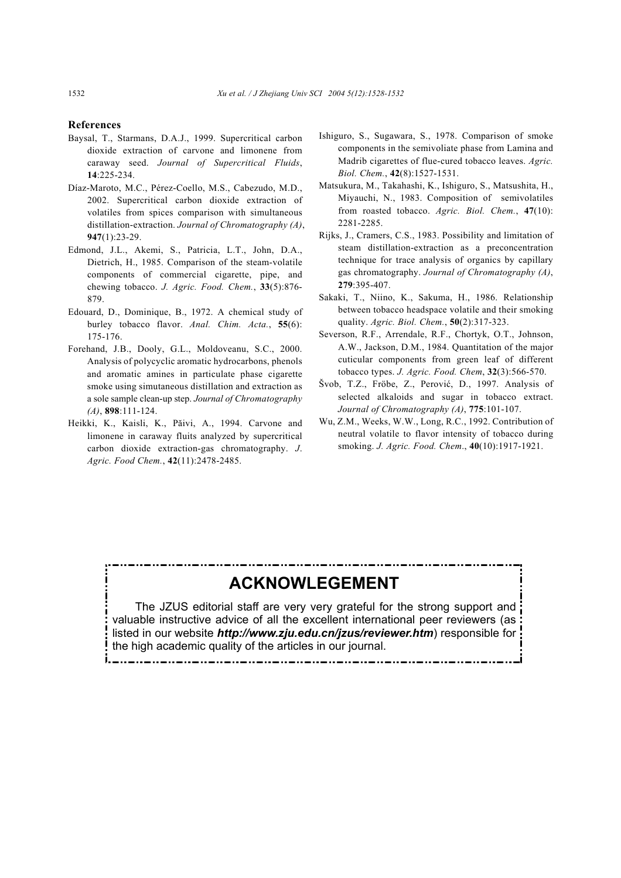## References

Baysal, T., Starmans, D.A.J., 1999. Supercritical carbon dioxide extraction of carvone and limonene from caraway seed. *Journal of Supercritical Fluids*, **14**:225-234.

Díaz-Maroto, M.C., Pérez-Coello, M.S., Cabezudo, M.D., 2002. Supercritical carbon dioxide extraction of volatiles from spices comparison with simultaneous distillation-extraction. *Journal of Chromatography (A)*, **947**(1):23-29.

Edmond, J.L., Akemi, S., Patricia, L.T., John, D.A., Dietrich, H., 1985. Comparison of the steam-volatile components of commercial cigarette, pipe, and chewing tobacco. *J. Agric. Food. Chem.*, **33**(5):876-879.

Edouard, D., Dominique, B., 1972. A chemical study of burley tobacco flavor. *Anal. Chim. Acta.*, **55**(6): 175-176.

Forehand, J.B., Dooly, G.L., Moldoveanu, S.C., 2000. Analysis of polycyclic aromatic hydrocarbons, phenols and aromatic amines in particulate phase cigarette smoke using simutaneous distillation and extraction as a sole sample clean-up step. *Journal of Chromatography (A)*, **898**:111-124.

Heikki, K., Kaisli, K., Păivi, A., 1994. Carvone and limonene in caraway fluits analyzed by supercritical carbon dioxide extraction-gas chromatography. *J. Agric. Food Chem.*, **42**(11):2478-2485.

Ishiguro, S., Sugawara, S., 1978. Comparison of smoke components in the semivoliate phase from Lamina and Madrib cigarettes of flue-cured tobacco leaves. *Agric. Biol. Chem.*, **42**(8):1527-1531.

Matsukura, M., Takahashi, K., Ishiguro, S., Matsushita, H., Miyauchi, N., 1983. Composition of semivolatiles from roasted tobacco. *Agric. Biol. Chem.*, **47**(10): 2281-2285.

Rijks, J., Cramers, C.S., 1983. Possibility and limitation of steam distillation-extraction as a preconcentration technique for trace analysis of organics by capillary gas chromatography. *Journal of Chromatography (A)*, **279**:395-407.

Sakaki, T., Niino, K., Sakuma, H., 1986. Relationship between tobacco headspace volatile and their smoking quality. *Agric. Biol. Chem.*, **50**(2):317-323.

Severson, R.F., Arrendale, R.F., Chortyk, O.T., Johnson, A.W., Jackson, D.M., 1984. Quantitation of the major cuticular components from green leaf of different tobacco types. *J. Agric. Food. Chem*, **32**(3):566-570.

Švob, T.Z., Fröbe, Z., Perović, D., 1997. Analysis of selected alkaloids and sugar in tobacco extract. *Journal of Chromatography (A)*, **775**:101-107.

Wu, Z.M., Weeks, W.W., Long, R.C., 1992. Contribution of neutral volatile to flavor intensity of tobacco during smoking. *J. Agric. Food. Chem.*, **40**(10):1917-1921.

## ACKNOWLEGEMENT

The JZUS editorial staff are very very grateful for the strong support and valuable instructive advice of all the excellent international peer reviewers (as listed in our website ***http://www.zju.edu.cn/jzus/reviewer.htm***) responsible for the high academic quality of the articles in our journal.